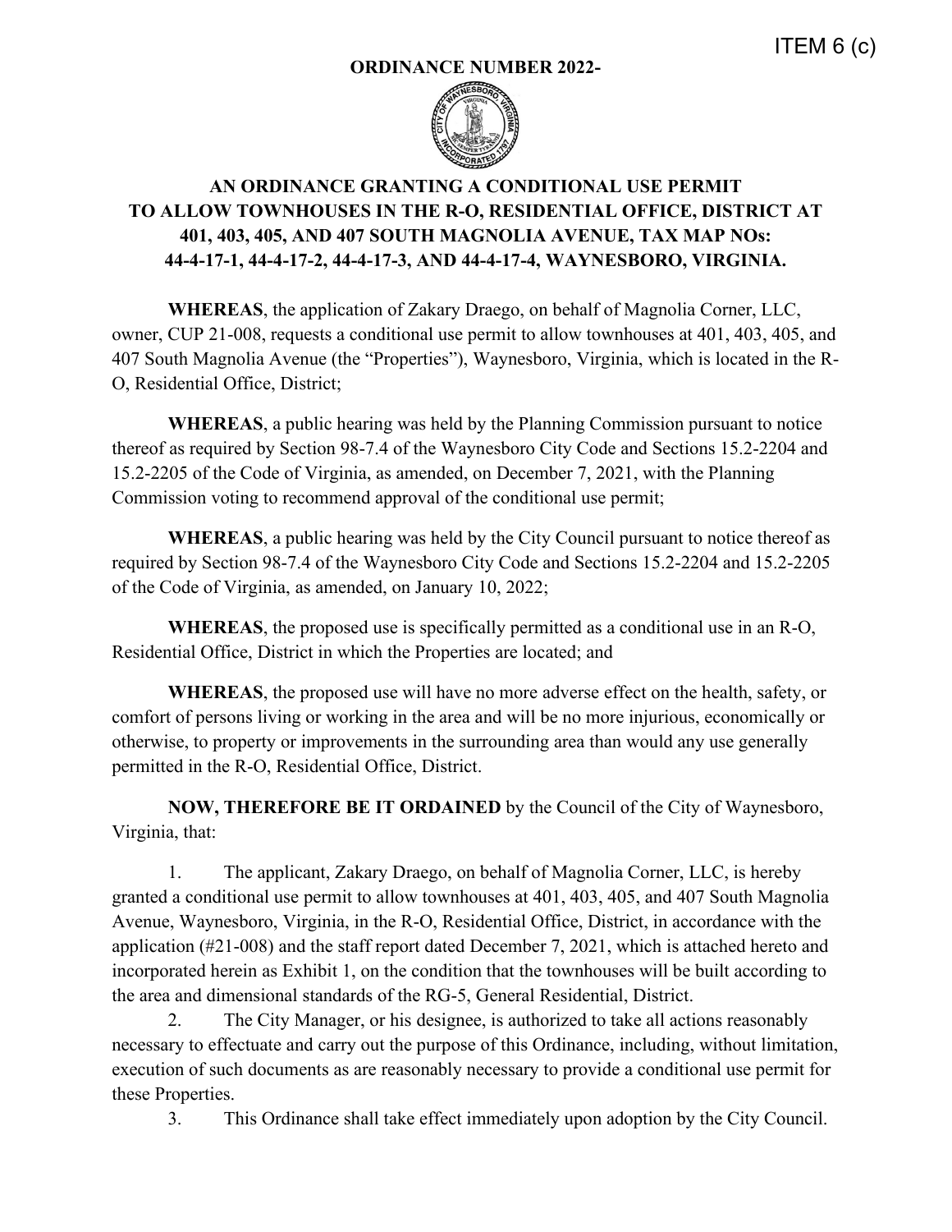ITEM 6 (c)

**ORDINANCE NUMBER 2022-**

# AN ORDINANCE GRANTING A CONDITIONAL USE PERMIT TO ALLOW TOWNHOUSES IN THE R-O, RESIDENTIAL OFFICE, DISTRICT AT 401, 403, 405, AND 407 SOUTH MAGNOLIA AVENUE, TAX MAP NOs: 44-4-17-1, 44-4-17-2, 44-4-17-3, AND 44-4-17-4, WAYNESBORO, VIRGINIA.

**WHEREAS**, the application of Zakary Draego, on behalf of Magnolia Corner, LLC, owner, CUP 21-008, requests a conditional use permit to allow townhouses at 401, 403, 405, and 407 South Magnolia Avenue (the "Properties"), Waynesboro, Virginia, which is located in the R-O, Residential Office, District;

**WHEREAS**, a public hearing was held by the Planning Commission pursuant to notice thereof as required by Section 98-7.4 of the Waynesboro City Code and Sections 15.2-2204 and 15.2-2205 of the Code of Virginia, as amended, on December 7, 2021, with the Planning Commission voting to recommend approval of the conditional use permit;

**WHEREAS**, a public hearing was held by the City Council pursuant to notice thereof as required by Section 98-7.4 of the Waynesboro City Code and Sections 15.2-2204 and 15.2-2205 of the Code of Virginia, as amended, on January 10, 2022;

**WHEREAS**, the proposed use is specifically permitted as a conditional use in an R-O, Residential Office, District in which the Properties are located; and

**WHEREAS**, the proposed use will have no more adverse effect on the health, safety, or comfort of persons living or working in the area and will be no more injurious, economically or otherwise, to property or improvements in the surrounding area than would any use generally permitted in the R-O, Residential Office, District.

**NOW, THEREFORE BE IT ORDAINED** by the Council of the City of Waynesboro, Virginia, that:

1. The applicant, Zakary Draego, on behalf of Magnolia Corner, LLC, is hereby granted a conditional use permit to allow townhouses at 401, 403, 405, and 407 South Magnolia Avenue, Waynesboro, Virginia, in the R-O, Residential Office, District, in accordance with the application (#21-008) and the staff report dated December 7, 2021, which is attached hereto and incorporated herein as Exhibit 1, on the condition that the townhouses will be built according to the area and dimensional standards of the RG-5, General Residential, District.
2. The City Manager, or his designee, is authorized to take all actions reasonably necessary to effectuate and carry out the purpose of this Ordinance, including, without limitation, execution of such documents as are reasonably necessary to provide a conditional use permit for these Properties.
3. This Ordinance shall take effect immediately upon adoption by the City Council.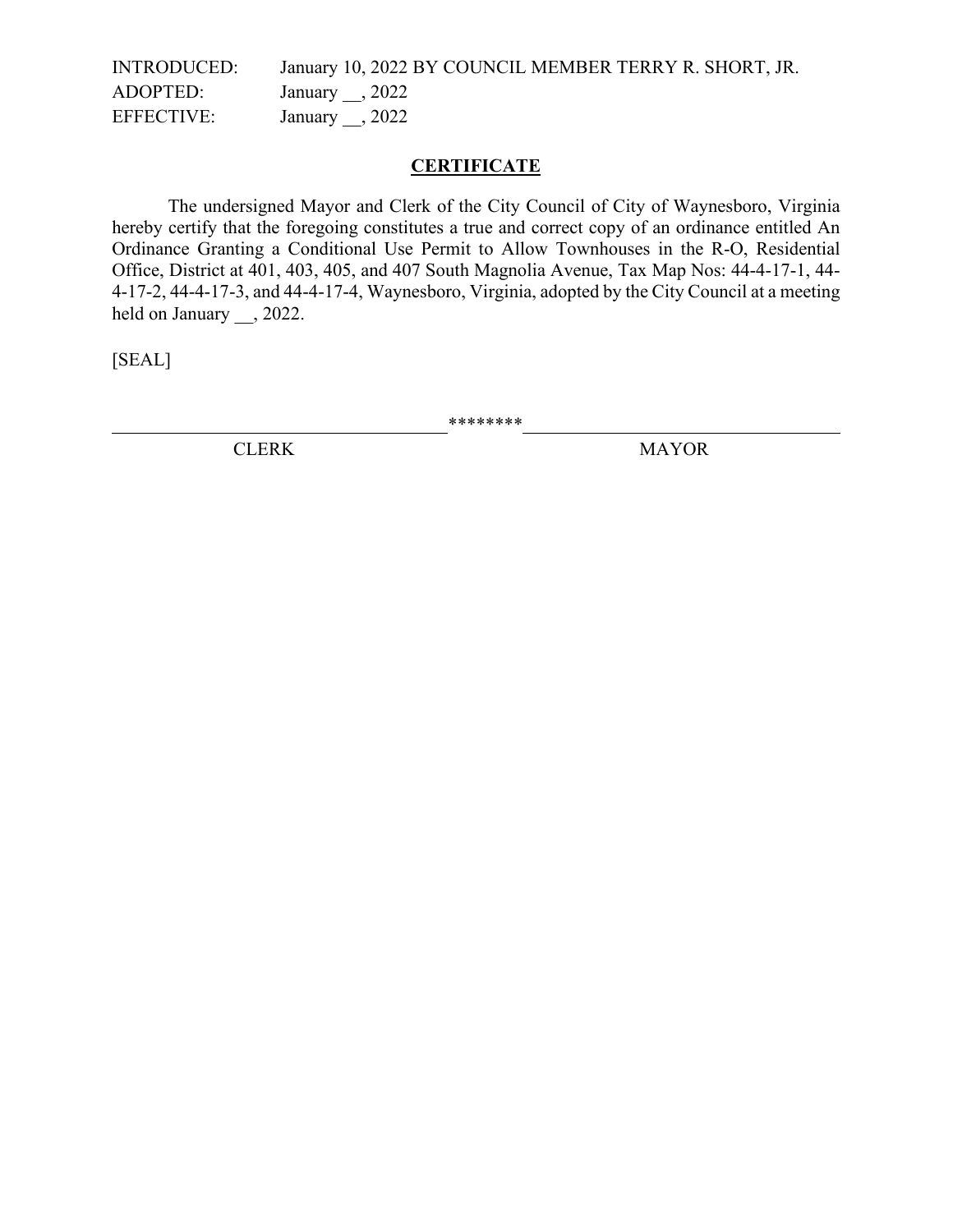INTRODUCED: January 10, 2022 BY COUNCIL MEMBER TERRY R. SHORT, JR.
ADOPTED: January __, 2022
EFFECTIVE: January __, 2022

## CERTIFICATE

The undersigned Mayor and Clerk of the City Council of City of Waynesboro, Virginia hereby certify that the foregoing constitutes a true and correct copy of an ordinance entitled An Ordinance Granting a Conditional Use Permit to Allow Townhouses in the R-O, Residential Office, District at 401, 403, 405, and 407 South Magnolia Avenue, Tax Map Nos: 44-4-17-1, 44-4-17-2, 44-4-17-3, and 44-4-17-4, Waynesboro, Virginia, adopted by the City Council at a meeting held on January __, 2022.

[SEAL]

______________________________ ******** ______________________________

CLERK MAYOR